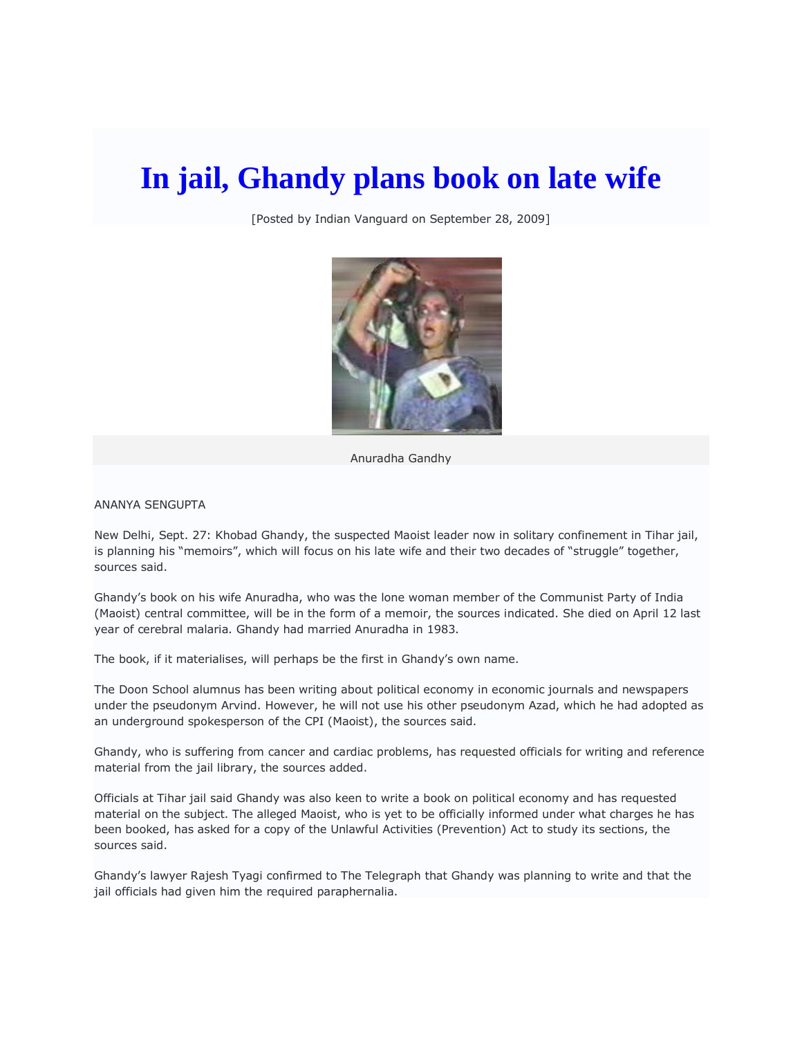# In jail, Ghandy plans book on late wife

[Posted by Indian Vanguard on September 28, 2009]

Anuradha Gandhy

ANANYA SENGUPTA

New Delhi, Sept. 27: Khobad Ghandy, the suspected Maoist leader now in solitary confinement in Tihar jail, is planning his "memoirs", which will focus on his late wife and their two decades of "struggle" together, sources said.

Ghandy's book on his wife Anuradha, who was the lone woman member of the Communist Party of India (Maoist) central committee, will be in the form of a memoir, the sources indicated. She died on April 12 last year of cerebral malaria. Ghandy had married Anuradha in 1983.

The book, if it materialises, will perhaps be the first in Ghandy's own name.

The Doon School alumnus has been writing about political economy in economic journals and newspapers under the pseudonym Arvind. However, he will not use his other pseudonym Azad, which he had adopted as an underground spokesperson of the CPI (Maoist), the sources said.

Ghandy, who is suffering from cancer and cardiac problems, has requested officials for writing and reference material from the jail library, the sources added.

Officials at Tihar jail said Ghandy was also keen to write a book on political economy and has requested material on the subject. The alleged Maoist, who is yet to be officially informed under what charges he has been booked, has asked for a copy of the Unlawful Activities (Prevention) Act to study its sections, the sources said.

Ghandy's lawyer Rajesh Tyagi confirmed to The Telegraph that Ghandy was planning to write and that the jail officials had given him the required paraphernalia.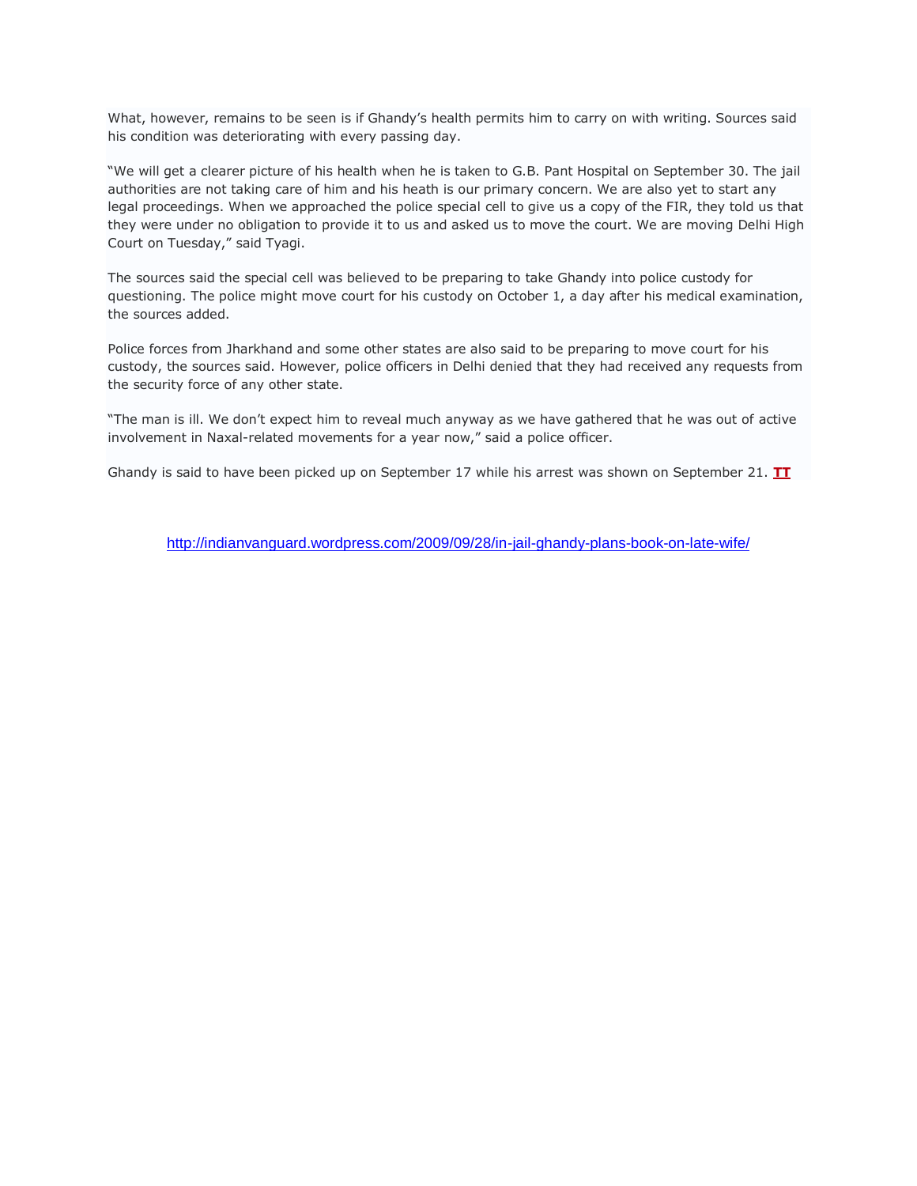What, however, remains to be seen is if Ghandy's health permits him to carry on with writing. Sources said his condition was deteriorating with every passing day.

"We will get a clearer picture of his health when he is taken to G.B. Pant Hospital on September 30. The jail authorities are not taking care of him and his heath is our primary concern. We are also yet to start any legal proceedings. When we approached the police special cell to give us a copy of the FIR, they told us that they were under no obligation to provide it to us and asked us to move the court. We are moving Delhi High Court on Tuesday," said Tyagi.

The sources said the special cell was believed to be preparing to take Ghandy into police custody for questioning. The police might move court for his custody on October 1, a day after his medical examination, the sources added.

Police forces from Jharkhand and some other states are also said to be preparing to move court for his custody, the sources said. However, police officers in Delhi denied that they had received any requests from the security force of any other state.

"The man is ill. We don't expect him to reveal much anyway as we have gathered that he was out of active involvement in Naxal-related movements for a year now," said a police officer.

Ghandy is said to have been picked up on September 17 while his arrest was shown on September 21. **TT**

http://indianvanguard.wordpress.com/2009/09/28/in-jail-ghandy-plans-book-on-late-wife/